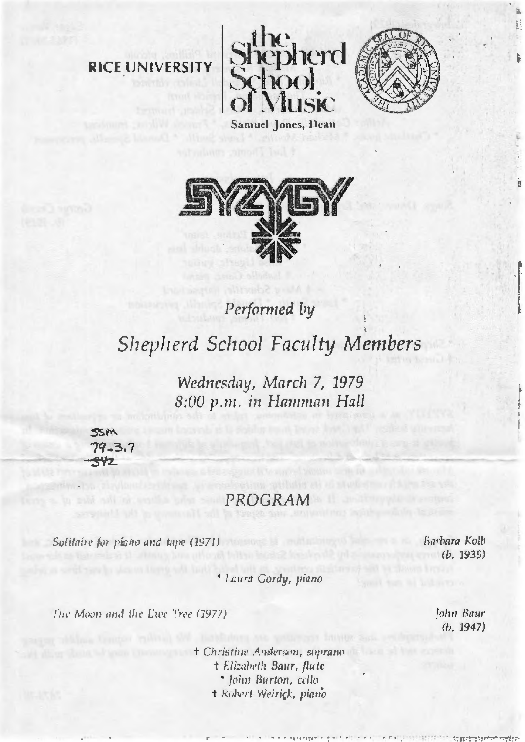RICE UNIVERSITY

# the Shepherd School of Music

Samuel Jones, Dean

# SYZYGY

*Performed by*

## *Shepherd School Faculty Members*

*Wednesday, March 7, 1979*
*8:00 p.m. in Hamman Hall*

SSM
79-3.7
SYZ

## PROGRAM

*Solitaire for piano and tape (1971)* — *Barbara Kolb (b. 1939)*

\* *Laura Gordy, piano*

*The Moon and the Ewe Tree (1977)* — *John Baur (b. 1947)*

† *Christine Anderson, soprano*
† *Elizabeth Baur, flute*
\* *John Burton, cello*
† *Robert Weirick, piano*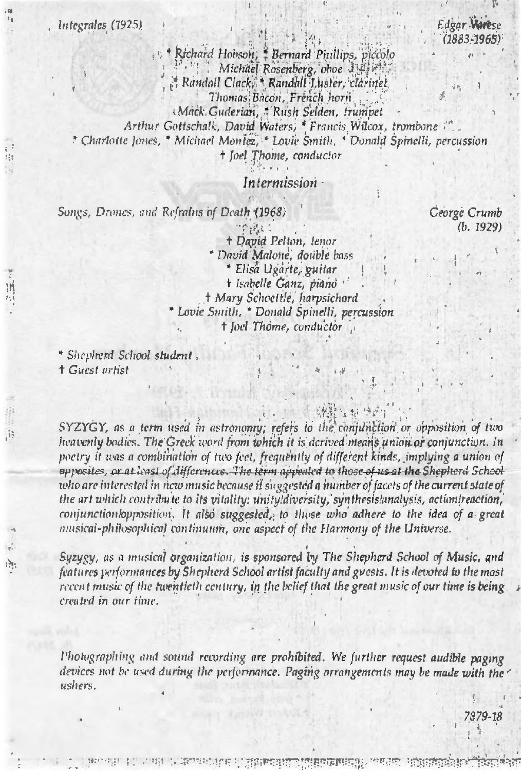*Integrales* (1925) Edgar Varèse (1883-1965)

\* Richard Hobson, \* Bernard Phillips, piccolo
Michael Rosenberg, oboe
\* Randall Clack, \* Randall Luster, clarinet
Thomas Bacon, French horn
Mack Guderian, \* Rush Selden, trumpet
Arthur Gottschalk, David Waters, \* Francis Wilcox, trombone
\* Charlotte Jones, \* Michael Montez, \* Lovie Smith, \* Donald Spinelli, percussion
† Joel Thome, conductor

## Intermission

*Songs, Drones, and Refrains of Death* (1968) George Crumb (b. 1929)

† David Pelton, tenor
\* David Malone, double bass
\* Elisa Ugarte, guitar
† Isabelle Ganz, piano
† Mary Schoettle, harpsichord
\* Lovie Smith, \* Donald Spinelli, percussion
† Joel Thome, conductor

\* Shepherd School student
† Guest artist

*SYZYGY, as a term used in astronomy, refers to the conjunction or opposition of two heavenly bodies. The Greek word from which it is derived means union or conjunction. In poetry it was a combination of two feet, frequently of different kinds, implying a union of opposites, or at least of differences. The term appealed to those of us at the Shepherd School who are interested in new music because it suggested a number of facets of the current state of the art which contribute to its vitality: unity/diversity, synthesis/analysis, action/reaction, conjunction/opposition. It also suggested, to those who adhere to the idea of a great musical-philosophical continuum, one aspect of the Harmony of the Universe.*

*Syzygy, as a musical organization, is sponsored by The Shepherd School of Music, and features performances by Shepherd School artist faculty and guests. It is devoted to the most recent music of the twentieth century, in the belief that the great music of our time is being created in our time.*

*Photographing and sound recording are prohibited. We further request audible paging devices not be used during the performance. Paging arrangements may be made with the ushers.*

7879-18